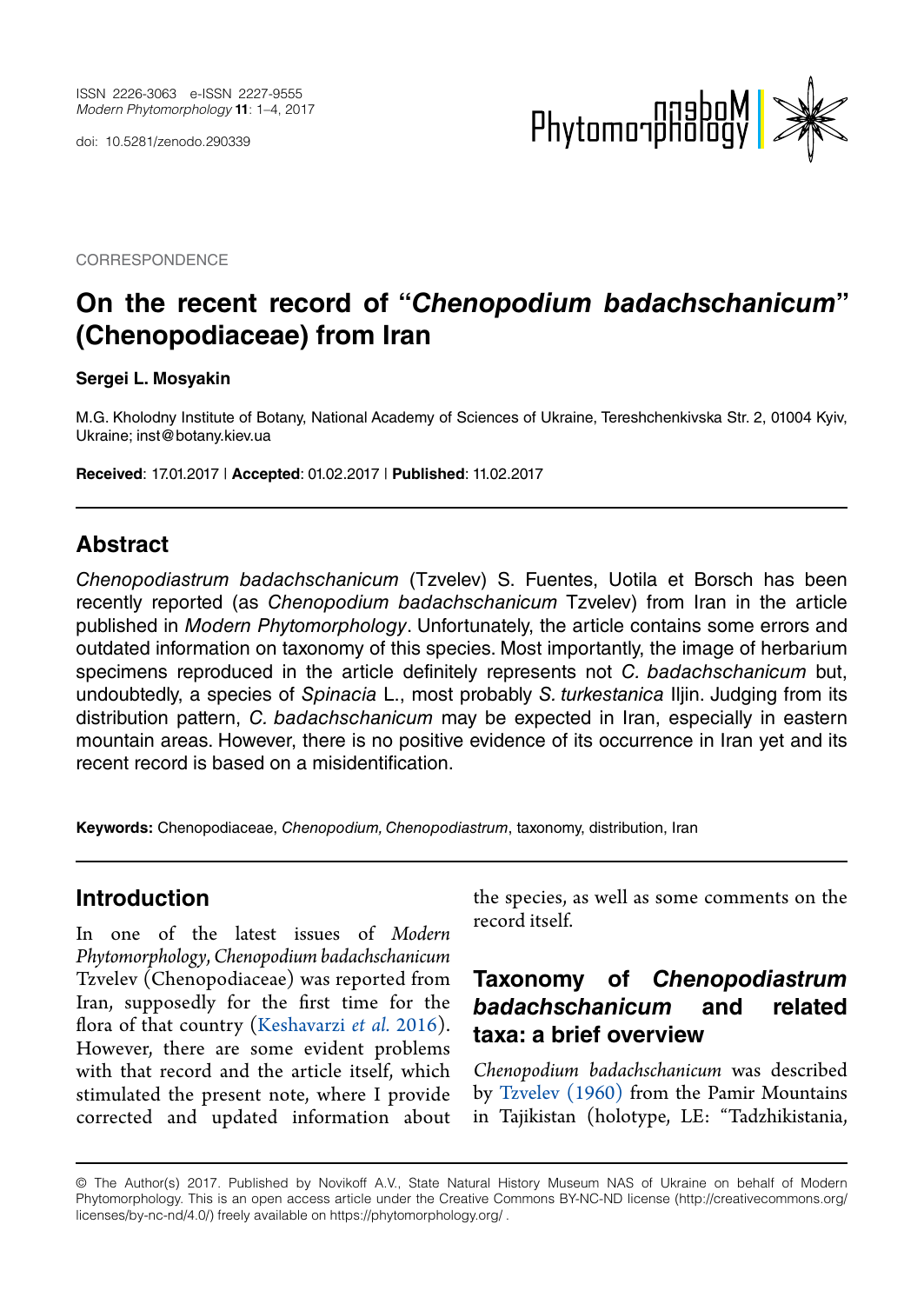CORRESPONDENCE

# On the recent record of "*Chenopodium badachschanicum*" (Chenopodiaceae) from Iran

**Sergei L. Mosyakin**

M.G. Kholodny Institute of Botany, National Academy of Sciences of Ukraine, Tereshchenkivska Str. 2, 01004 Kyiv, Ukraine; inst@botany.kiev.ua

**Received**: 17.01.2017 | **Accepted**: 01.02.2017 | **Published**: 11.02.2017

## Abstract

*Chenopodiastrum badachschanicum* (Tzvelev) S. Fuentes, Uotila et Borsch has been recently reported (as *Chenopodium badachschanicum* Tzvelev) from Iran in the article published in *Modern Phytomorphology*. Unfortunately, the article contains some errors and outdated information on taxonomy of this species. Most importantly, the image of herbarium specimens reproduced in the article definitely represents not *C. badachschanicum* but, undoubtedly, a species of *Spinacia* L., most probably *S. turkestanica* Iljin. Judging from its distribution pattern, *C. badachschanicum* may be expected in Iran, especially in eastern mountain areas. However, there is no positive evidence of its occurrence in Iran yet and its recent record is based on a misidentification.

**Keywords:** Chenopodiaceae, *Chenopodium, Chenopodiastrum*, taxonomy, distribution, Iran

## Introduction

In one of the latest issues of *Modern Phytomorphology, Chenopodium badachschanicum* Tzvelev (Chenopodiaceae) was reported from Iran, supposedly for the first time for the flora of that country (Keshavarzi *et al.* 2016). However, there are some evident problems with that record and the article itself, which stimulated the present note, where I provide corrected and updated information about the species, as well as some comments on the record itself.

## Taxonomy of *Chenopodiastrum badachschanicum* and related taxa: a brief overview

*Chenopodium badachschanicum* was described by Tzvelev (1960) from the Pamir Mountains in Tajikistan (holotype, LE: "Tadzhikistania,

© The Author(s) 2017. Published by Novikoff A.V., State Natural History Museum NAS of Ukraine on behalf of Modern Phytomorphology. This is an open access article under the Creative Commons BY-NC-ND license (http://creativecommons.org/licenses/by-nc-nd/4.0/) freely available on https://phytomorphology.org/ .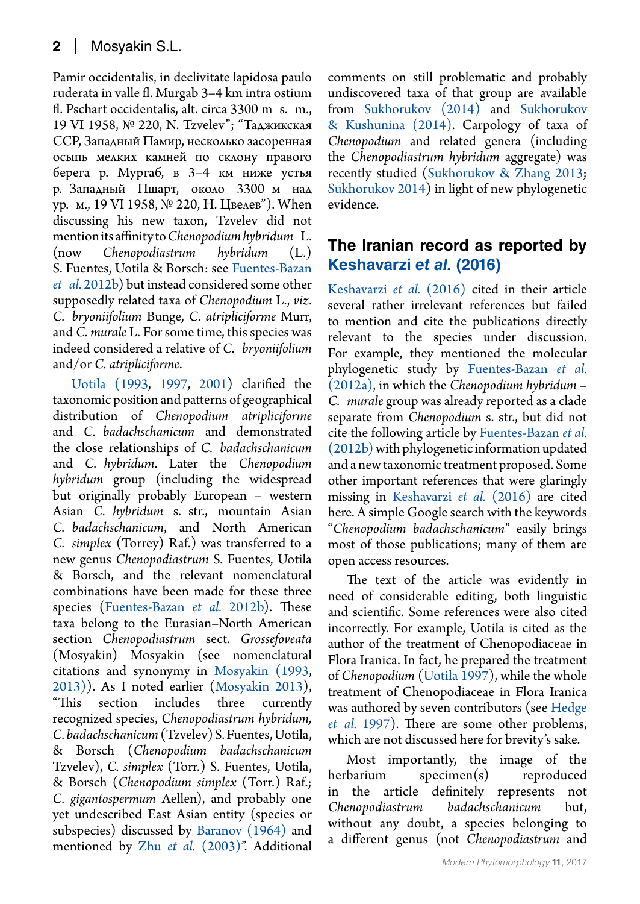Pamir occidentalis, in declivitate lapidosa paulo ruderata in valle fl. Murgab 3–4 km intra ostium fl. Pschart occidentalis, alt. circa 3300 m s. m., 19 VI 1958, № 220, N. Tzvelev"; "Таджикская ССР, Западный Памир, несколько засоренная осыпь мелких камней по склону правого берега р. Мургаб, в 3–4 км ниже устья р. Западный Пшарт, около 3300 м над ур. м., 19 VI 1958, № 220, Н. Цвелев"). When discussing his new taxon, Tzvelev did not mention its affinity to *Chenopodium hybridum* L. (now *Chenopodiastrum hybridum* (L.) S. Fuentes, Uotila & Borsch: see Fuentes-Bazan *et al.* 2012b) but instead considered some other supposedly related taxa of *Chenopodium* L., *viz*. *C. bryoniifolium* Bunge, *C. atripliciforme* Murr, and *C. murale* L. For some time, this species was indeed considered a relative of *C. bryoniifolium* and/or *C. atripliciforme*.

Uotila (1993, 1997, 2001) clarified the taxonomic position and patterns of geographical distribution of *Chenopodium atripliciforme* and *C. badachschanicum* and demonstrated the close relationships of *C. badachschanicum* and *C. hybridum*. Later the *Chenopodium hybridum* group (including the widespread but originally probably European – western Asian *C. hybridum* s. str., mountain Asian *C. badachschanicum*, and North American *C. simplex* (Torrey) Raf.) was transferred to a new genus *Chenopodiastrum* S. Fuentes, Uotila & Borsch, and the relevant nomenclatural combinations have been made for these three species (Fuentes-Bazan *et al.* 2012b). These taxa belong to the Eurasian–North American section *Chenopodiastrum* sect. *Grossefoveata* (Mosyakin) Mosyakin (see nomenclatural citations and synonymy in Mosyakin (1993, 2013)). As I noted earlier (Mosyakin 2013), "This section includes three currently recognized species, *Chenopodiastrum hybridum*, *C. badachschanicum* (Tzvelev) S. Fuentes, Uotila, & Borsch (*Chenopodium badachschanicum* Tzvelev), *C. simplex* (Torr.) S. Fuentes, Uotila, & Borsch (*Chenopodium simplex* (Torr.) Raf.; *C. gigantospermum* Aellen), and probably one yet undescribed East Asian entity (species or subspecies) discussed by Baranov (1964) and mentioned by Zhu *et al.* (2003)". Additional comments on still problematic and probably undiscovered taxa of that group are available from Sukhorukov (2014) and Sukhorukov & Kushunina (2014). Carpology of taxa of *Chenopodium* and related genera (including the *Chenopodiastrum hybridum* aggregate) was recently studied (Sukhorukov & Zhang 2013; Sukhorukov 2014) in light of new phylogenetic evidence.

## The Iranian record as reported by Keshavarzi *et al.* (2016)

Keshavarzi *et al.* (2016) cited in their article several rather irrelevant references but failed to mention and cite the publications directly relevant to the species under discussion. For example, they mentioned the molecular phylogenetic study by Fuentes-Bazan *et al.* (2012a), in which the *Chenopodium hybridum* – *C. murale* group was already reported as a clade separate from *Chenopodium* s. str., but did not cite the following article by Fuentes-Bazan *et al.* (2012b) with phylogenetic information updated and a new taxonomic treatment proposed. Some other important references that were glaringly missing in Keshavarzi *et al.* (2016) are cited here. A simple Google search with the keywords "*Chenopodium badachschanicum*" easily brings most of those publications; many of them are open access resources.

The text of the article was evidently in need of considerable editing, both linguistic and scientific. Some references were also cited incorrectly. For example, Uotila is cited as the author of the treatment of Chenopodiaceae in Flora Iranica. In fact, he prepared the treatment of *Chenopodium* (Uotila 1997), while the whole treatment of Chenopodiaceae in Flora Iranica was authored by seven contributors (see Hedge *et al.* 1997). There are some other problems, which are not discussed here for brevity's sake.

Most importantly, the image of the herbarium specimen(s) reproduced in the article definitely represents not *Chenopodiastrum badachschanicum* but, without any doubt, a species belonging to a different genus (not *Chenopodiastrum* and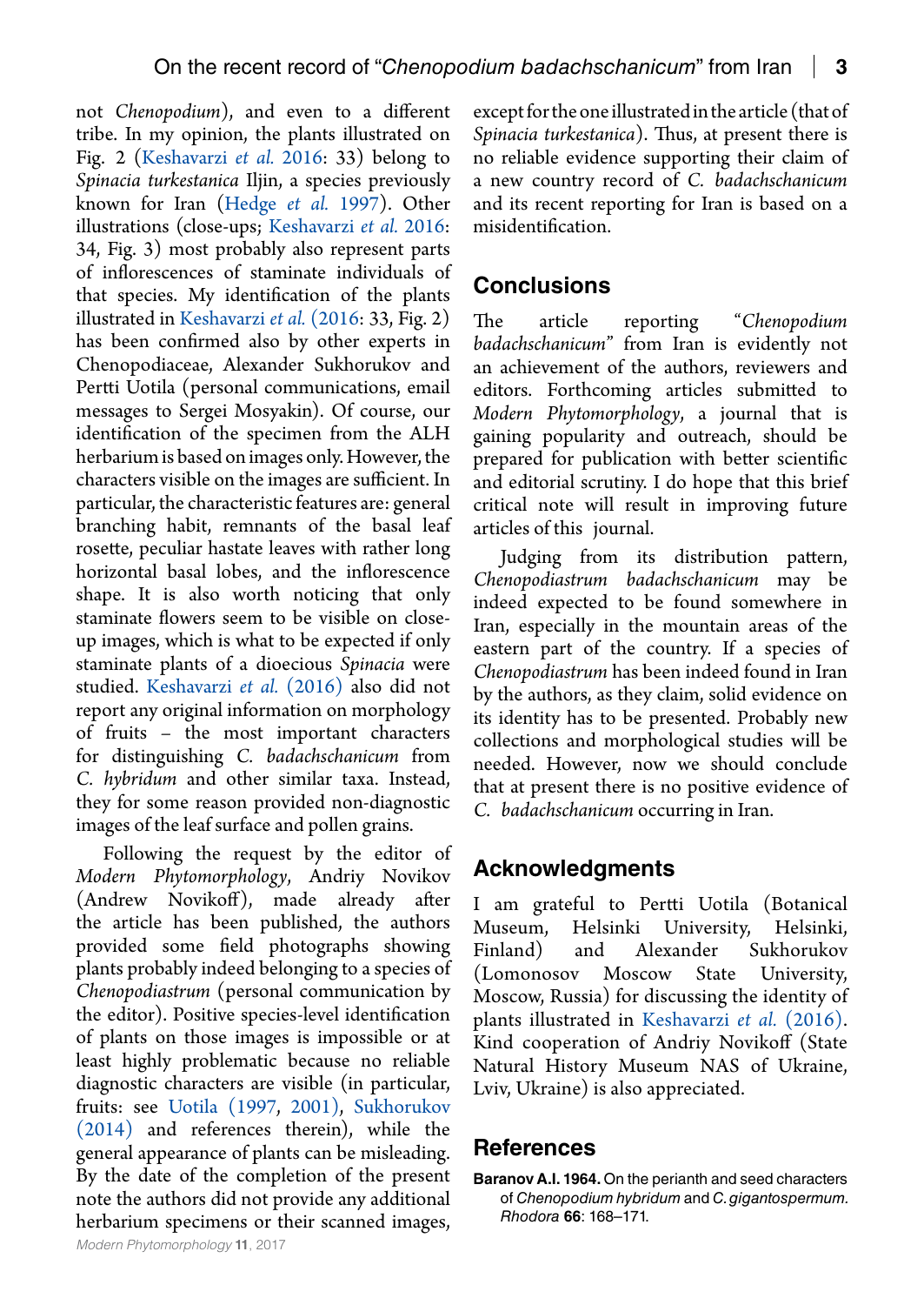not *Chenopodium*), and even to a different tribe. In my opinion, the plants illustrated on Fig. 2 (Keshavarzi *et al.* 2016: 33) belong to *Spinacia turkestanica* Iljin, a species previously known for Iran (Hedge *et al.* 1997). Other illustrations (close-ups; Keshavarzi *et al.* 2016: 34, Fig. 3) most probably also represent parts of inflorescences of staminate individuals of that species. My identification of the plants illustrated in Keshavarzi *et al.* (2016: 33, Fig. 2) has been confirmed also by other experts in Chenopodiaceae, Alexander Sukhorukov and Pertti Uotila (personal communications, email messages to Sergei Mosyakin). Of course, our identification of the specimen from the ALH herbarium is based on images only. However, the characters visible on the images are sufficient. In particular, the characteristic features are: general branching habit, remnants of the basal leaf rosette, peculiar hastate leaves with rather long horizontal basal lobes, and the inflorescence shape. It is also worth noticing that only staminate flowers seem to be visible on close-up images, which is what to be expected if only staminate plants of a dioecious *Spinacia* were studied. Keshavarzi *et al.* (2016) also did not report any original information on morphology of fruits – the most important characters for distinguishing *C. badachschanicum* from *C. hybridum* and other similar taxa. Instead, they for some reason provided non-diagnostic images of the leaf surface and pollen grains.

Following the request by the editor of *Modern Phytomorphology*, Andriy Novikov (Andrew Novikoff), made already after the article has been published, the authors provided some field photographs showing plants probably indeed belonging to a species of *Chenopodiastrum* (personal communication by the editor). Positive species-level identification of plants on those images is impossible or at least highly problematic because no reliable diagnostic characters are visible (in particular, fruits: see Uotila (1997, 2001), Sukhorukov (2014) and references therein), while the general appearance of plants can be misleading. By the date of the completion of the present note the authors did not provide any additional herbarium specimens or their scanned images, except for the one illustrated in the article (that of *Spinacia turkestanica*). Thus, at present there is no reliable evidence supporting their claim of a new country record of *C. badachschanicum* and its recent reporting for Iran is based on a misidentification.

## Conclusions

The article reporting "*Chenopodium badachschanicum*" from Iran is evidently not an achievement of the authors, reviewers and editors. Forthcoming articles submitted to *Modern Phytomorphology*, a journal that is gaining popularity and outreach, should be prepared for publication with better scientific and editorial scrutiny. I do hope that this brief critical note will result in improving future articles of this journal.

Judging from its distribution pattern, *Chenopodiastrum badachschanicum* may be indeed expected to be found somewhere in Iran, especially in the mountain areas of the eastern part of the country. If a species of *Chenopodiastrum* has been indeed found in Iran by the authors, as they claim, solid evidence on its identity has to be presented. Probably new collections and morphological studies will be needed. However, now we should conclude that at present there is no positive evidence of *C. badachschanicum* occurring in Iran.

## Acknowledgments

I am grateful to Pertti Uotila (Botanical Museum, Helsinki University, Helsinki, Finland) and Alexander Sukhorukov (Lomonosov Moscow State University, Moscow, Russia) for discussing the identity of plants illustrated in Keshavarzi *et al.* (2016). Kind cooperation of Andriy Novikoff (State Natural History Museum NAS of Ukraine, Lviv, Ukraine) is also appreciated.

## References

**Baranov A.I. 1964.** On the perianth and seed characters of *Chenopodium hybridum* and *C. gigantospermum*. *Rhodora* **66**: 168–171.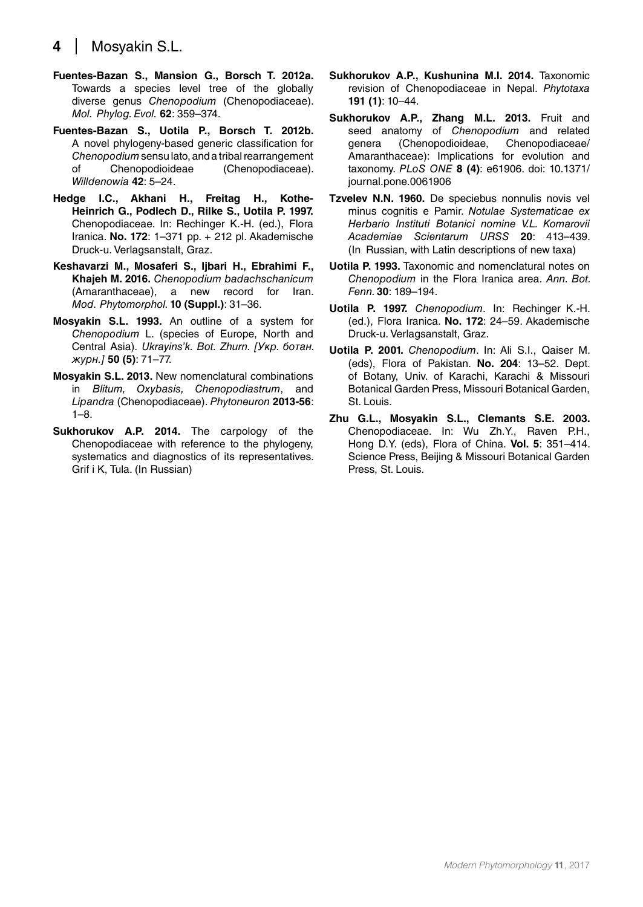**Fuentes-Bazan S., Mansion G., Borsch T. 2012a.** Towards a species level tree of the globally diverse genus *Chenopodium* (Chenopodiaceae). *Mol. Phylog. Evol.* **62**: 359–374.

**Fuentes-Bazan S., Uotila P., Borsch T. 2012b.** A novel phylogeny-based generic classification for *Chenopodium* sensu lato, and a tribal rearrangement of Chenopodioideae (Chenopodiaceae). *Willdenowia* **42**: 5–24.

**Hedge I.C., Akhani H., Freitag H., Kothe-Heinrich G., Podlech D., Rilke S., Uotila P. 1997.** Chenopodiaceae. In: Rechinger K.-H. (ed.), Flora Iranica. **No. 172**: 1–371 pp. + 212 pl. Akademische Druck-u. Verlagsanstalt, Graz.

**Keshavarzi M., Mosaferi S., Ijbari H., Ebrahimi F., Khajeh M. 2016.** *Chenopodium badachschanicum* (Amaranthaceae), a new record for Iran. *Mod. Phytomorphol.* **10 (Suppl.)**: 31–36.

**Mosyakin S.L. 1993.** An outline of a system for *Chenopodium* L. (species of Europe, North and Central Asia). *Ukrayins'k. Bot. Zhurn. [Укр. ботан. журн.]* **50 (5)**: 71–77.

**Mosyakin S.L. 2013.** New nomenclatural combinations in *Blitum, Oxybasis, Chenopodiastrum*, and *Lipandra* (Chenopodiaceae). *Phytoneuron* **2013-56**: 1–8.

**Sukhorukov A.P. 2014.** The carpology of the Chenopodiaceae with reference to the phylogeny, systematics and diagnostics of its representatives. Grif i K, Tula. (In Russian)

**Sukhorukov A.P., Kushunina M.I. 2014.** Taxonomic revision of Chenopodiaceae in Nepal. *Phytotaxa* **191 (1)**: 10–44.

**Sukhorukov A.P., Zhang M.L. 2013.** Fruit and seed anatomy of *Chenopodium* and related genera (Chenopodioideae, Chenopodiaceae/Amaranthaceae): Implications for evolution and taxonomy. *PLoS ONE* **8 (4)**: e61906. doi: 10.1371/journal.pone.0061906

**Tzvelev N.N. 1960.** De speciebus nonnulis novis vel minus cognitis e Pamir. *Notulae Systematicae ex Herbario Instituti Botanici nomine V.L. Komarovii Academiae Scientarum URSS* **20**: 413–439. (In Russian, with Latin descriptions of new taxa)

**Uotila P. 1993.** Taxonomic and nomenclatural notes on *Chenopodium* in the Flora Iranica area. *Ann. Bot. Fenn.* **30**: 189–194.

**Uotila P. 1997.** *Chenopodium*. In: Rechinger K.-H. (ed.), Flora Iranica. **No. 172**: 24–59. Akademische Druck-u. Verlagsanstalt, Graz.

**Uotila P. 2001.** *Chenopodium*. In: Ali S.I., Qaiser M. (eds), Flora of Pakistan. **No. 204**: 13–52. Dept. of Botany, Univ. of Karachi, Karachi & Missouri Botanical Garden Press, Missouri Botanical Garden, St. Louis.

**Zhu G.L., Mosyakin S.L., Clemants S.E. 2003.** Chenopodiaceae. In: Wu Zh.Y., Raven P.H., Hong D.Y. (eds), Flora of China. **Vol. 5**: 351–414. Science Press, Beijing & Missouri Botanical Garden Press, St. Louis.